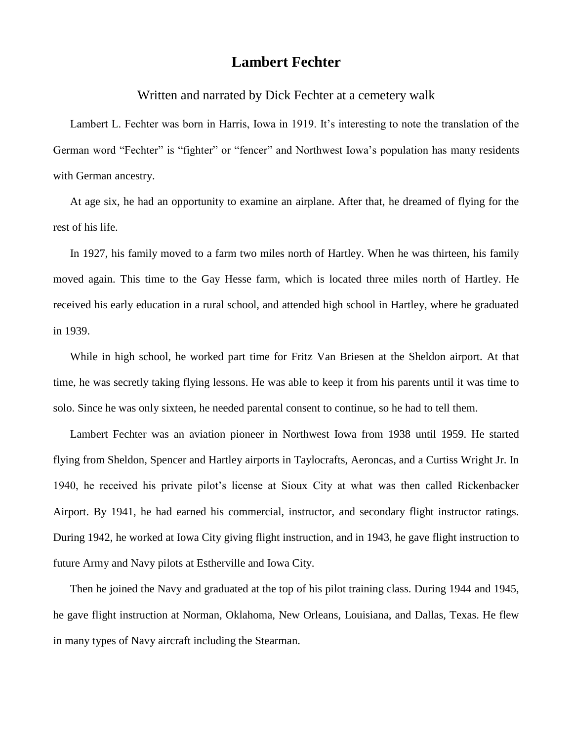# Lambert Fechter

Written and narrated by Dick Fechter at a cemetery walk

Lambert L. Fechter was born in Harris, Iowa in 1919. It's interesting to note the translation of the German word "Fechter" is "fighter" or "fencer" and Northwest Iowa's population has many residents with German ancestry.

At age six, he had an opportunity to examine an airplane. After that, he dreamed of flying for the rest of his life.

In 1927, his family moved to a farm two miles north of Hartley. When he was thirteen, his family moved again. This time to the Gay Hesse farm, which is located three miles north of Hartley. He received his early education in a rural school, and attended high school in Hartley, where he graduated in 1939.

While in high school, he worked part time for Fritz Van Briesen at the Sheldon airport. At that time, he was secretly taking flying lessons. He was able to keep it from his parents until it was time to solo. Since he was only sixteen, he needed parental consent to continue, so he had to tell them.

Lambert Fechter was an aviation pioneer in Northwest Iowa from 1938 until 1959. He started flying from Sheldon, Spencer and Hartley airports in Taylocrafts, Aeroncas, and a Curtiss Wright Jr. In 1940, he received his private pilot's license at Sioux City at what was then called Rickenbacker Airport. By 1941, he had earned his commercial, instructor, and secondary flight instructor ratings. During 1942, he worked at Iowa City giving flight instruction, and in 1943, he gave flight instruction to future Army and Navy pilots at Estherville and Iowa City.

Then he joined the Navy and graduated at the top of his pilot training class. During 1944 and 1945, he gave flight instruction at Norman, Oklahoma, New Orleans, Louisiana, and Dallas, Texas. He flew in many types of Navy aircraft including the Stearman.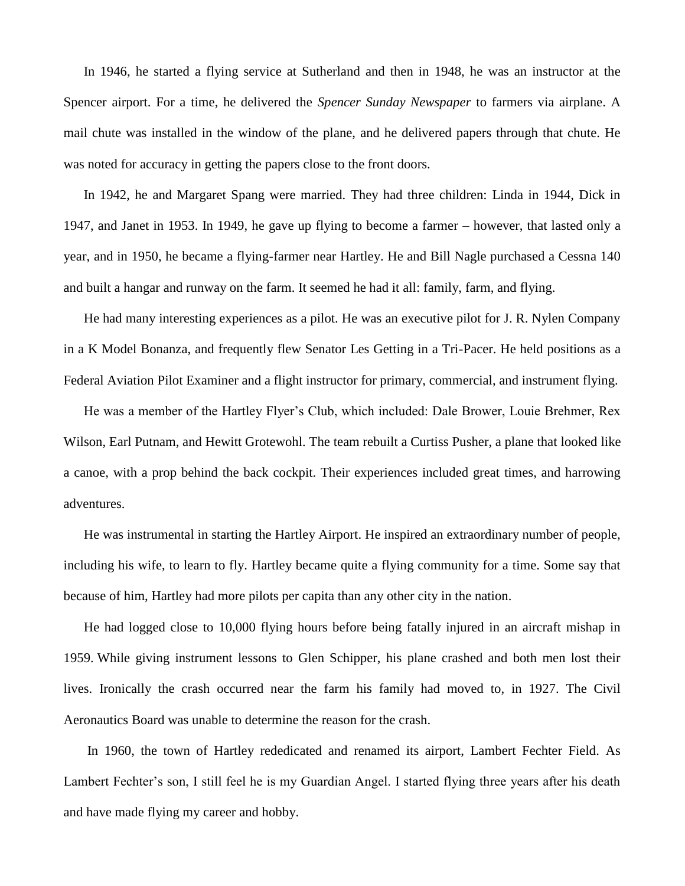In 1946, he started a flying service at Sutherland and then in 1948, he was an instructor at the Spencer airport. For a time, he delivered the *Spencer Sunday Newspaper* to farmers via airplane. A mail chute was installed in the window of the plane, and he delivered papers through that chute. He was noted for accuracy in getting the papers close to the front doors.

In 1942, he and Margaret Spang were married. They had three children: Linda in 1944, Dick in 1947, and Janet in 1953. In 1949, he gave up flying to become a farmer – however, that lasted only a year, and in 1950, he became a flying-farmer near Hartley. He and Bill Nagle purchased a Cessna 140 and built a hangar and runway on the farm. It seemed he had it all: family, farm, and flying.

He had many interesting experiences as a pilot. He was an executive pilot for J. R. Nylen Company in a K Model Bonanza, and frequently flew Senator Les Getting in a Tri-Pacer. He held positions as a Federal Aviation Pilot Examiner and a flight instructor for primary, commercial, and instrument flying.

He was a member of the Hartley Flyer's Club, which included: Dale Brower, Louie Brehmer, Rex Wilson, Earl Putnam, and Hewitt Grotewohl. The team rebuilt a Curtiss Pusher, a plane that looked like a canoe, with a prop behind the back cockpit. Their experiences included great times, and harrowing adventures.

He was instrumental in starting the Hartley Airport. He inspired an extraordinary number of people, including his wife, to learn to fly. Hartley became quite a flying community for a time. Some say that because of him, Hartley had more pilots per capita than any other city in the nation.

He had logged close to 10,000 flying hours before being fatally injured in an aircraft mishap in 1959. While giving instrument lessons to Glen Schipper, his plane crashed and both men lost their lives. Ironically the crash occurred near the farm his family had moved to, in 1927. The Civil Aeronautics Board was unable to determine the reason for the crash.

In 1960, the town of Hartley rededicated and renamed its airport, Lambert Fechter Field. As Lambert Fechter's son, I still feel he is my Guardian Angel. I started flying three years after his death and have made flying my career and hobby.